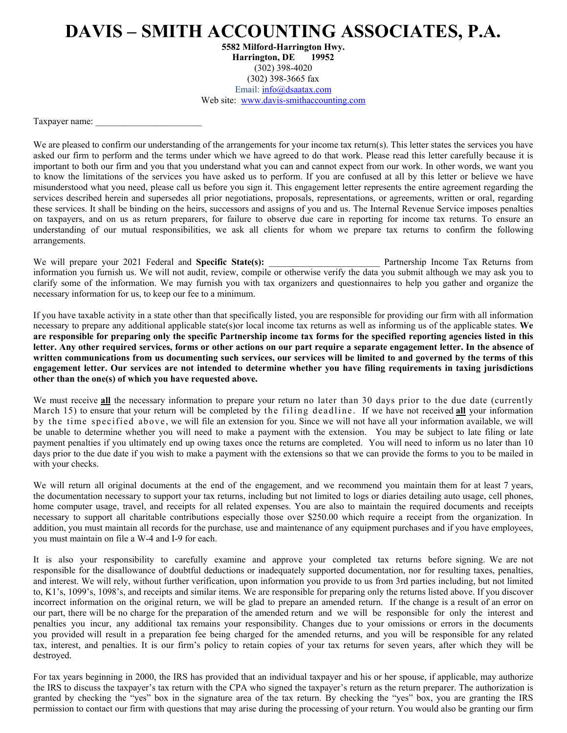# DAVIS – SMITH ACCOUNTING ASSOCIATES, P.A.

**5582 Milford-Harrington Hwy.**
**Harrington, DE 19952**
(302) 398-4020
(302) 398-3665 fax
Email: info@dsaatax.com
Web site: www.davis-smithaccounting.com

Taxpayer name: _______________________

We are pleased to confirm our understanding of the arrangements for your income tax return(s). This letter states the services you have asked our firm to perform and the terms under which we have agreed to do that work. Please read this letter carefully because it is important to both our firm and you that you understand what you can and cannot expect from our work. In other words, we want you to know the limitations of the services you have asked us to perform. If you are confused at all by this letter or believe we have misunderstood what you need, please call us before you sign it. This engagement letter represents the entire agreement regarding the services described herein and supersedes all prior negotiations, proposals, representations, or agreements, written or oral, regarding these services. It shall be binding on the heirs, successors and assigns of you and us. The Internal Revenue Service imposes penalties on taxpayers, and on us as return preparers, for failure to observe due care in reporting for income tax returns. To ensure an understanding of our mutual responsibilities, we ask all clients for whom we prepare tax returns to confirm the following arrangements.

We will prepare your 2021 Federal and **Specific State(s):** ________________________ Partnership Income Tax Returns from information you furnish us. We will not audit, review, compile or otherwise verify the data you submit although we may ask you to clarify some of the information. We may furnish you with tax organizers and questionnaires to help you gather and organize the necessary information for us, to keep our fee to a minimum.

If you have taxable activity in a state other than that specifically listed, you are responsible for providing our firm with all information necessary to prepare any additional applicable state(s)or local income tax returns as well as informing us of the applicable states. **We are responsible for preparing only the specific Partnership income tax forms for the specified reporting agencies listed in this letter. Any other required services, forms or other actions on our part require a separate engagement letter. In the absence of written communications from us documenting such services, our services will be limited to and governed by the terms of this engagement letter. Our services are not intended to determine whether you have filing requirements in taxing jurisdictions other than the one(s) of which you have requested above.**

We must receive **all** the necessary information to prepare your return no later than 30 days prior to the due date (currently March 15) to ensure that your return will be completed by the filing deadline. If we have not received **all** your information by the time specified above, we will file an extension for you. Since we will not have all your information available, we will be unable to determine whether you will need to make a payment with the extension. You may be subject to late filing or late payment penalties if you ultimately end up owing taxes once the returns are completed. You will need to inform us no later than 10 days prior to the due date if you wish to make a payment with the extensions so that we can provide the forms to you to be mailed in with your checks.

We will return all original documents at the end of the engagement, and we recommend you maintain them for at least 7 years, the documentation necessary to support your tax returns, including but not limited to logs or diaries detailing auto usage, cell phones, home computer usage, travel, and receipts for all related expenses. You are also to maintain the required documents and receipts necessary to support all charitable contributions especially those over $250.00 which require a receipt from the organization. In addition, you must maintain all records for the purchase, use and maintenance of any equipment purchases and if you have employees, you must maintain on file a W-4 and I-9 for each.

It is also your responsibility to carefully examine and approve your completed tax returns before signing. We are not responsible for the disallowance of doubtful deductions or inadequately supported documentation, nor for resulting taxes, penalties, and interest. We will rely, without further verification, upon information you provide to us from 3rd parties including, but not limited to, K1's, 1099's, 1098's, and receipts and similar items. We are responsible for preparing only the returns listed above. If you discover incorrect information on the original return, we will be glad to prepare an amended return. If the change is a result of an error on our part, there will be no charge for the preparation of the amended return and we will be responsible for only the interest and penalties you incur, any additional tax remains your responsibility. Changes due to your omissions or errors in the documents you provided will result in a preparation fee being charged for the amended returns, and you will be responsible for any related tax, interest, and penalties. It is our firm's policy to retain copies of your tax returns for seven years, after which they will be destroyed.

For tax years beginning in 2000, the IRS has provided that an individual taxpayer and his or her spouse, if applicable, may authorize the IRS to discuss the taxpayer's tax return with the CPA who signed the taxpayer's return as the return preparer. The authorization is granted by checking the "yes" box in the signature area of the tax return. By checking the "yes" box, you are granting the IRS permission to contact our firm with questions that may arise during the processing of your return. You would also be granting our firm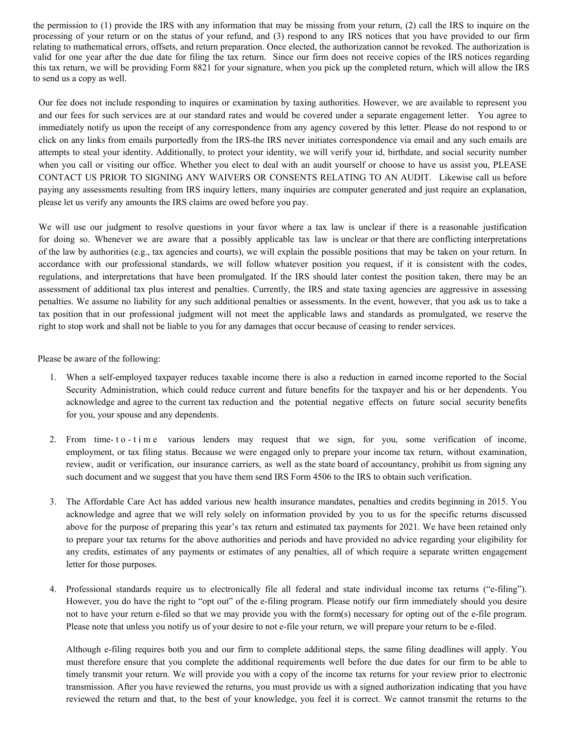the permission to (1) provide the IRS with any information that may be missing from your return, (2) call the IRS to inquire on the processing of your return or on the status of your refund, and (3) respond to any IRS notices that you have provided to our firm relating to mathematical errors, offsets, and return preparation. Once elected, the authorization cannot be revoked. The authorization is valid for one year after the due date for filing the tax return. Since our firm does not receive copies of the IRS notices regarding this tax return, we will be providing Form 8821 for your signature, when you pick up the completed return, which will allow the IRS to send us a copy as well.

Our fee does not include responding to inquires or examination by taxing authorities. However, we are available to represent you and our fees for such services are at our standard rates and would be covered under a separate engagement letter. You agree to immediately notify us upon the receipt of any correspondence from any agency covered by this letter. Please do not respond to or click on any links from emails purportedly from the IRS-the IRS never initiates correspondence via email and any such emails are attempts to steal your identity. Additionally, to protect your identity, we will verify your id, birthdate, and social security number when you call or visiting our office. Whether you elect to deal with an audit yourself or choose to have us assist you, PLEASE CONTACT US PRIOR TO SIGNING ANY WAIVERS OR CONSENTS RELATING TO AN AUDIT. Likewise call us before paying any assessments resulting from IRS inquiry letters, many inquiries are computer generated and just require an explanation, please let us verify any amounts the IRS claims are owed before you pay.

We will use our judgment to resolve questions in your favor where a tax law is unclear if there is a reasonable justification for doing so. Whenever we are aware that a possibly applicable tax law is unclear or that there are conflicting interpretations of the law by authorities (e.g., tax agencies and courts), we will explain the possible positions that may be taken on your return. In accordance with our professional standards, we will follow whatever position you request, if it is consistent with the codes, regulations, and interpretations that have been promulgated. If the IRS should later contest the position taken, there may be an assessment of additional tax plus interest and penalties. Currently, the IRS and state taxing agencies are aggressive in assessing penalties. We assume no liability for any such additional penalties or assessments. In the event, however, that you ask us to take a tax position that in our professional judgment will not meet the applicable laws and standards as promulgated, we reserve the right to stop work and shall not be liable to you for any damages that occur because of ceasing to render services.

Please be aware of the following:

1. When a self-employed taxpayer reduces taxable income there is also a reduction in earned income reported to the Social Security Administration, which could reduce current and future benefits for the taxpayer and his or her dependents. You acknowledge and agree to the current tax reduction and the potential negative effects on future social security benefits for you, your spouse and any dependents.

2. From time-to-time various lenders may request that we sign, for you, some verification of income, employment, or tax filing status. Because we were engaged only to prepare your income tax return, without examination, review, audit or verification, our insurance carriers, as well as the state board of accountancy, prohibit us from signing any such document and we suggest that you have them send IRS Form 4506 to the IRS to obtain such verification.

3. The Affordable Care Act has added various new health insurance mandates, penalties and credits beginning in 2015. You acknowledge and agree that we will rely solely on information provided by you to us for the specific returns discussed above for the purpose of preparing this year's tax return and estimated tax payments for 2021. We have been retained only to prepare your tax returns for the above authorities and periods and have provided no advice regarding your eligibility for any credits, estimates of any payments or estimates of any penalties, all of which require a separate written engagement letter for those purposes.

4. Professional standards require us to electronically file all federal and state individual income tax returns ("e-filing"). However, you do have the right to "opt out" of the e-filing program. Please notify our firm immediately should you desire not to have your return e-filed so that we may provide you with the form(s) necessary for opting out of the e-file program. Please note that unless you notify us of your desire to not e-file your return, we will prepare your return to be e-filed.

   Although e-filing requires both you and our firm to complete additional steps, the same filing deadlines will apply. You must therefore ensure that you complete the additional requirements well before the due dates for our firm to be able to timely transmit your return. We will provide you with a copy of the income tax returns for your review prior to electronic transmission. After you have reviewed the returns, you must provide us with a signed authorization indicating that you have reviewed the return and that, to the best of your knowledge, you feel it is correct. We cannot transmit the returns to the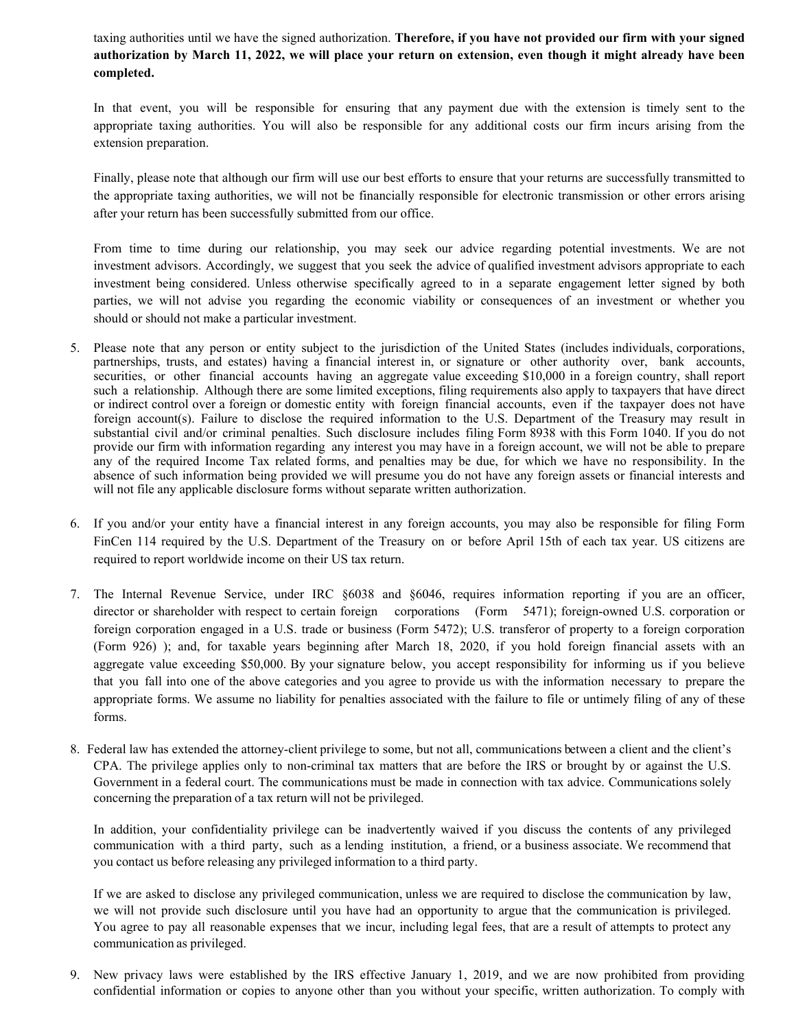taxing authorities until we have the signed authorization. **Therefore, if you have not provided our firm with your signed authorization by March 11, 2022, we will place your return on extension, even though it might already have been completed.**

In that event, you will be responsible for ensuring that any payment due with the extension is timely sent to the appropriate taxing authorities. You will also be responsible for any additional costs our firm incurs arising from the extension preparation.

Finally, please note that although our firm will use our best efforts to ensure that your returns are successfully transmitted to the appropriate taxing authorities, we will not be financially responsible for electronic transmission or other errors arising after your return has been successfully submitted from our office.

From time to time during our relationship, you may seek our advice regarding potential investments. We are not investment advisors. Accordingly, we suggest that you seek the advice of qualified investment advisors appropriate to each investment being considered. Unless otherwise specifically agreed to in a separate engagement letter signed by both parties, we will not advise you regarding the economic viability or consequences of an investment or whether you should or should not make a particular investment.

5. Please note that any person or entity subject to the jurisdiction of the United States (includes individuals, corporations, partnerships, trusts, and estates) having a financial interest in, or signature or other authority over, bank accounts, securities, or other financial accounts having an aggregate value exceeding $10,000 in a foreign country, shall report such a relationship. Although there are some limited exceptions, filing requirements also apply to taxpayers that have direct or indirect control over a foreign or domestic entity with foreign financial accounts, even if the taxpayer does not have foreign account(s). Failure to disclose the required information to the U.S. Department of the Treasury may result in substantial civil and/or criminal penalties. Such disclosure includes filing Form 8938 with this Form 1040. If you do not provide our firm with information regarding any interest you may have in a foreign account, we will not be able to prepare any of the required Income Tax related forms, and penalties may be due, for which we have no responsibility. In the absence of such information being provided we will presume you do not have any foreign assets or financial interests and will not file any applicable disclosure forms without separate written authorization.

6. If you and/or your entity have a financial interest in any foreign accounts, you may also be responsible for filing Form FinCen 114 required by the U.S. Department of the Treasury on or before April 15th of each tax year. US citizens are required to report worldwide income on their US tax return.

7. The Internal Revenue Service, under IRC §6038 and §6046, requires information reporting if you are an officer, director or shareholder with respect to certain foreign corporations (Form 5471); foreign-owned U.S. corporation or foreign corporation engaged in a U.S. trade or business (Form 5472); U.S. transferor of property to a foreign corporation (Form 926) ); and, for taxable years beginning after March 18, 2020, if you hold foreign financial assets with an aggregate value exceeding $50,000. By your signature below, you accept responsibility for informing us if you believe that you fall into one of the above categories and you agree to provide us with the information necessary to prepare the appropriate forms. We assume no liability for penalties associated with the failure to file or untimely filing of any of these forms.

8. Federal law has extended the attorney-client privilege to some, but not all, communications between a client and the client's CPA. The privilege applies only to non-criminal tax matters that are before the IRS or brought by or against the U.S. Government in a federal court. The communications must be made in connection with tax advice. Communications solely concerning the preparation of a tax return will not be privileged.

   In addition, your confidentiality privilege can be inadvertently waived if you discuss the contents of any privileged communication with a third party, such as a lending institution, a friend, or a business associate. We recommend that you contact us before releasing any privileged information to a third party.

   If we are asked to disclose any privileged communication, unless we are required to disclose the communication by law, we will not provide such disclosure until you have had an opportunity to argue that the communication is privileged. You agree to pay all reasonable expenses that we incur, including legal fees, that are a result of attempts to protect any communication as privileged.

9. New privacy laws were established by the IRS effective January 1, 2019, and we are now prohibited from providing confidential information or copies to anyone other than you without your specific, written authorization. To comply with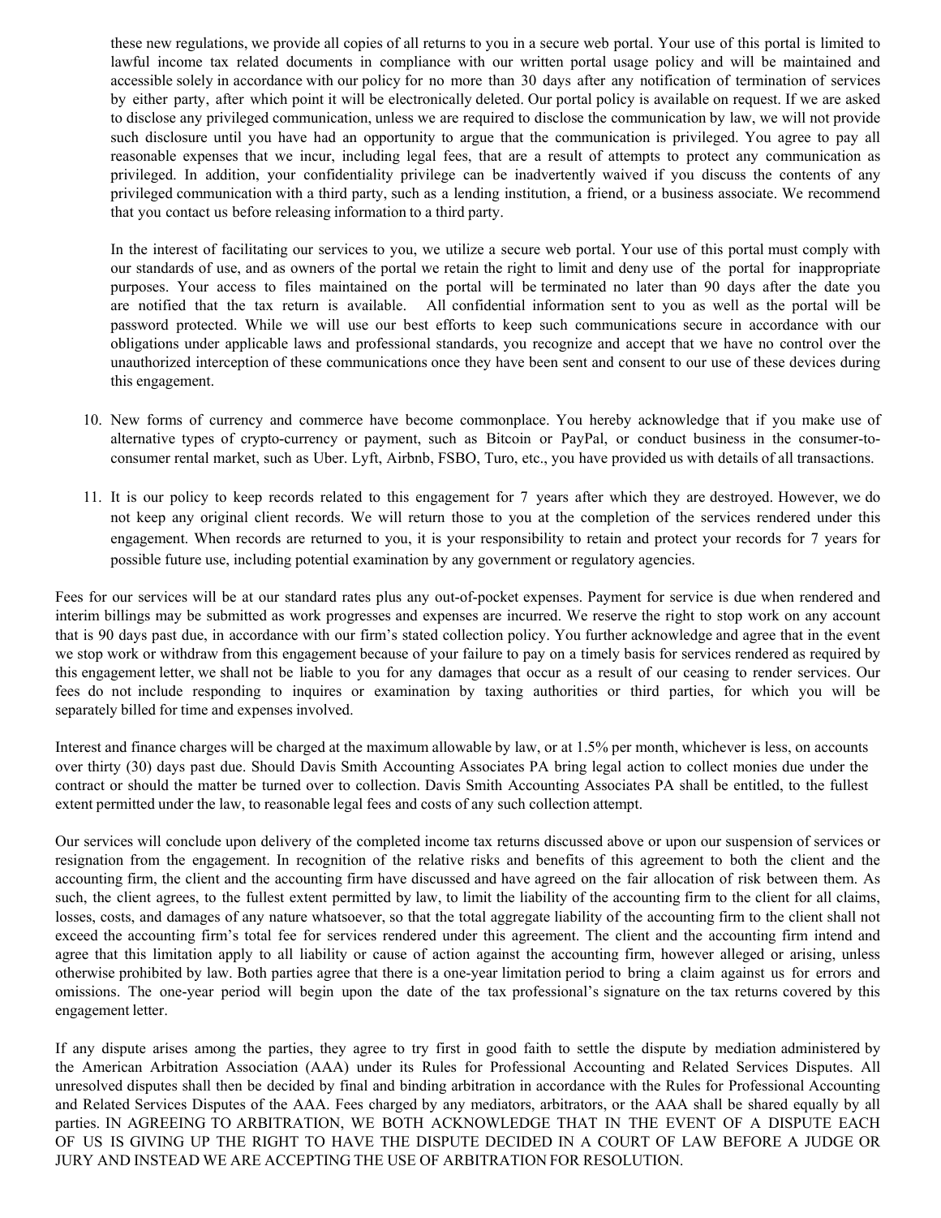these new regulations, we provide all copies of all returns to you in a secure web portal. Your use of this portal is limited to lawful income tax related documents in compliance with our written portal usage policy and will be maintained and accessible solely in accordance with our policy for no more than 30 days after any notification of termination of services by either party, after which point it will be electronically deleted. Our portal policy is available on request. If we are asked to disclose any privileged communication, unless we are required to disclose the communication by law, we will not provide such disclosure until you have had an opportunity to argue that the communication is privileged. You agree to pay all reasonable expenses that we incur, including legal fees, that are a result of attempts to protect any communication as privileged. In addition, your confidentiality privilege can be inadvertently waived if you discuss the contents of any privileged communication with a third party, such as a lending institution, a friend, or a business associate. We recommend that you contact us before releasing information to a third party.

In the interest of facilitating our services to you, we utilize a secure web portal. Your use of this portal must comply with our standards of use, and as owners of the portal we retain the right to limit and deny use of the portal for inappropriate purposes. Your access to files maintained on the portal will be terminated no later than 90 days after the date you are notified that the tax return is available. All confidential information sent to you as well as the portal will be password protected. While we will use our best efforts to keep such communications secure in accordance with our obligations under applicable laws and professional standards, you recognize and accept that we have no control over the unauthorized interception of these communications once they have been sent and consent to our use of these devices during this engagement.

10. New forms of currency and commerce have become commonplace. You hereby acknowledge that if you make use of alternative types of crypto-currency or payment, such as Bitcoin or PayPal, or conduct business in the consumer-to-consumer rental market, such as Uber. Lyft, Airbnb, FSBO, Turo, etc., you have provided us with details of all transactions.

11. It is our policy to keep records related to this engagement for 7 years after which they are destroyed. However, we do not keep any original client records. We will return those to you at the completion of the services rendered under this engagement. When records are returned to you, it is your responsibility to retain and protect your records for 7 years for possible future use, including potential examination by any government or regulatory agencies.

Fees for our services will be at our standard rates plus any out-of-pocket expenses. Payment for service is due when rendered and interim billings may be submitted as work progresses and expenses are incurred. We reserve the right to stop work on any account that is 90 days past due, in accordance with our firm's stated collection policy. You further acknowledge and agree that in the event we stop work or withdraw from this engagement because of your failure to pay on a timely basis for services rendered as required by this engagement letter, we shall not be liable to you for any damages that occur as a result of our ceasing to render services. Our fees do not include responding to inquires or examination by taxing authorities or third parties, for which you will be separately billed for time and expenses involved.

Interest and finance charges will be charged at the maximum allowable by law, or at 1.5% per month, whichever is less, on accounts over thirty (30) days past due. Should Davis Smith Accounting Associates PA bring legal action to collect monies due under the contract or should the matter be turned over to collection. Davis Smith Accounting Associates PA shall be entitled, to the fullest extent permitted under the law, to reasonable legal fees and costs of any such collection attempt.

Our services will conclude upon delivery of the completed income tax returns discussed above or upon our suspension of services or resignation from the engagement. In recognition of the relative risks and benefits of this agreement to both the client and the accounting firm, the client and the accounting firm have discussed and have agreed on the fair allocation of risk between them. As such, the client agrees, to the fullest extent permitted by law, to limit the liability of the accounting firm to the client for all claims, losses, costs, and damages of any nature whatsoever, so that the total aggregate liability of the accounting firm to the client shall not exceed the accounting firm's total fee for services rendered under this agreement. The client and the accounting firm intend and agree that this limitation apply to all liability or cause of action against the accounting firm, however alleged or arising, unless otherwise prohibited by law. Both parties agree that there is a one-year limitation period to bring a claim against us for errors and omissions. The one-year period will begin upon the date of the tax professional's signature on the tax returns covered by this engagement letter.

If any dispute arises among the parties, they agree to try first in good faith to settle the dispute by mediation administered by the American Arbitration Association (AAA) under its Rules for Professional Accounting and Related Services Disputes. All unresolved disputes shall then be decided by final and binding arbitration in accordance with the Rules for Professional Accounting and Related Services Disputes of the AAA. Fees charged by any mediators, arbitrators, or the AAA shall be shared equally by all parties. IN AGREEING TO ARBITRATION, WE BOTH ACKNOWLEDGE THAT IN THE EVENT OF A DISPUTE EACH OF US IS GIVING UP THE RIGHT TO HAVE THE DISPUTE DECIDED IN A COURT OF LAW BEFORE A JUDGE OR JURY AND INSTEAD WE ARE ACCEPTING THE USE OF ARBITRATION FOR RESOLUTION.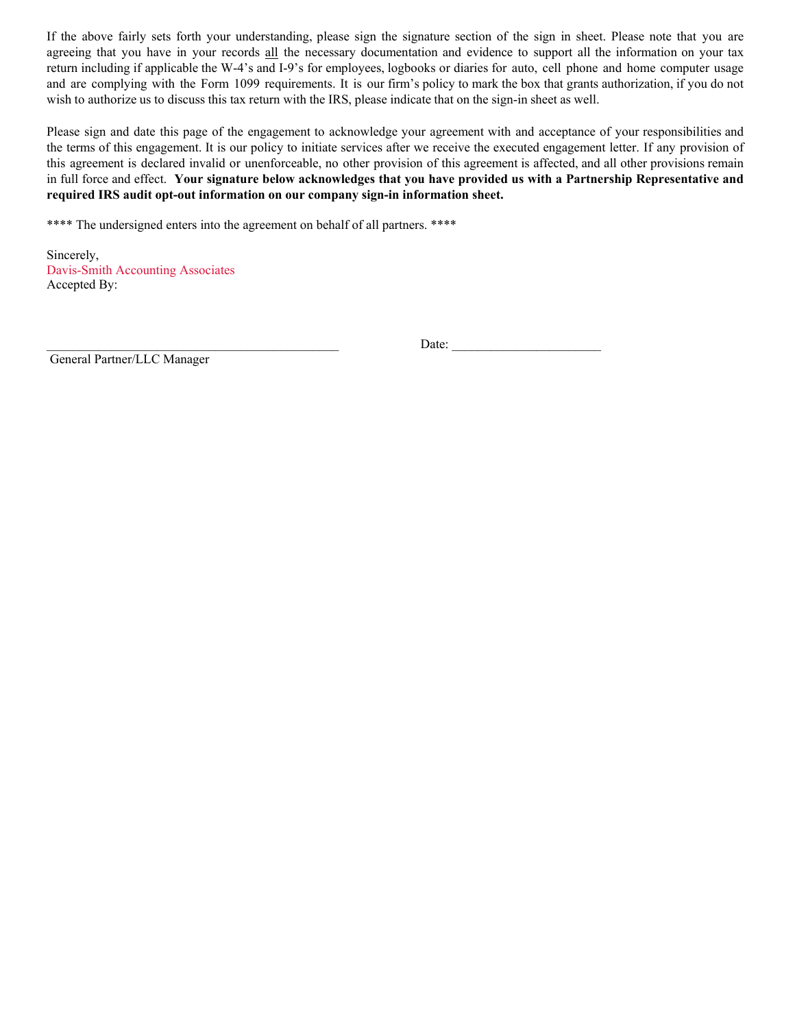If the above fairly sets forth your understanding, please sign the signature section of the sign in sheet. Please note that you are agreeing that you have in your records <u>all</u> the necessary documentation and evidence to support all the information on your tax return including if applicable the W-4's and I-9's for employees, logbooks or diaries for auto, cell phone and home computer usage and are complying with the Form 1099 requirements. It is our firm's policy to mark the box that grants authorization, if you do not wish to authorize us to discuss this tax return with the IRS, please indicate that on the sign-in sheet as well.

Please sign and date this page of the engagement to acknowledge your agreement with and acceptance of your responsibilities and the terms of this engagement. It is our policy to initiate services after we receive the executed engagement letter. If any provision of this agreement is declared invalid or unenforceable, no other provision of this agreement is affected, and all other provisions remain in full force and effect. **Your signature below acknowledges that you have provided us with a Partnership Representative and required IRS audit opt-out information on our company sign-in information sheet.**

**** The undersigned enters into the agreement on behalf of all partners. ****

Sincerely,
Davis-Smith Accounting Associates
Accepted By:

\_\_\_\_\_\_\_\_\_\_\_\_\_\_\_\_\_\_\_\_\_\_\_\_\_\_\_\_\_\_\_\_\_\_\_\_\_\_\_\_\_\_\_\_ Date: \_\_\_\_\_\_\_\_\_\_\_\_\_\_\_\_\_\_\_\_\_\_\_

General Partner/LLC Manager